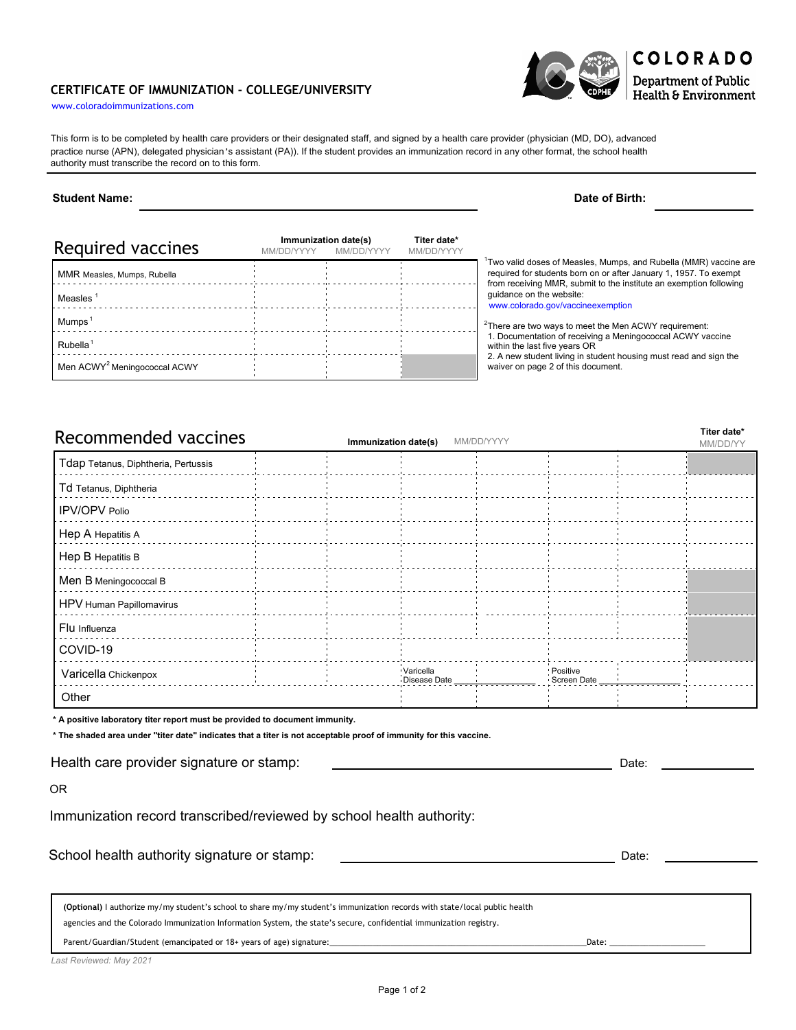COLORADO Department of Public Health & Environment

## CERTIFICATE OF IMMUNIZATION - COLLEGE/UNIVERSITY

www.coloradoimmunizations.com

This form is to be completed by health care providers or their designated staff, and signed by a health care provider (physician (MD, DO), advanced practice nurse (APN), delegated physician's assistant (PA)). If the student provides an immunization record in any other format, the school health authority must transcribe the record on to this form.

**Student Name:** ______________________ **Date of Birth:** __________

## Required vaccines

| Required vaccines | Immunization date(s) MM/DD/YYYY | MM/DD/YYYY | Titer date* MM/DD/YYYY |
|---|---|---|---|
| MMR Measles, Mumps, Rubella | | | |
| Measles [1] | | | |
| Mumps [1] | | | |
| Rubella [1] | | | |
| Men ACWY[2] Meningococcal ACWY | | | (shaded) |

[1] Two valid doses of Measles, Mumps, and Rubella (MMR) vaccine are required for students born on or after January 1, 1957. To exempt from receiving MMR, submit to the institute an exemption following guidance on the website: www.colorado.gov/vaccineexemption

[2] There are two ways to meet the Men ACWY requirement:
1. Documentation of receiving a Meningococcal ACWY vaccine within the last five years OR
2. A new student living in student housing must read and sign the waiver on page 2 of this document.

## Recommended vaccines

| Recommended vaccines | Immunization date(s) MM/DD/YYYY | | | | | | Titer date* MM/DD/YY |
|---|---|---|---|---|---|---|---|
| Tdap Tetanus, Diphtheria, Pertussis | | | | | | | (shaded) |
| Td Tetanus, Diphtheria | | | | | | | |
| IPV/OPV Polio | | | | | | | |
| Hep A Hepatitis A | | | | | | | |
| Hep B Hepatitis B | | | | | | | |
| Men B Meningococcal B | | | | | | | (shaded) |
| HPV Human Papillomavirus | | | | | | | (shaded) |
| Flu Influenza | | | | | | | (shaded) |
| COVID-19 | | | | | | | (shaded) |
| Varicella Chickenpox | | | Varicella Disease Date ______ | | Positive Screen Date ______ | | |
| Other | | | | | | | |

**\* A positive laboratory titer report must be provided to document immunity.**

**\* The shaded area under "titer date" indicates that a titer is not acceptable proof of immunity for this vaccine.**

Health care provider signature or stamp: ______________________ Date: __________

OR

Immunization record transcribed/reviewed by school health authority:

School health authority signature or stamp: ______________________ Date: __________

**(Optional)** I authorize my/my student's school to share my/my student's immunization records with state/local public health agencies and the Colorado Immunization Information System, the state's secure, confidential immunization registry.

Parent/Guardian/Student (emancipated or 18+ years of age) signature: ______________________ Date: __________

*Last Reviewed: May 2021*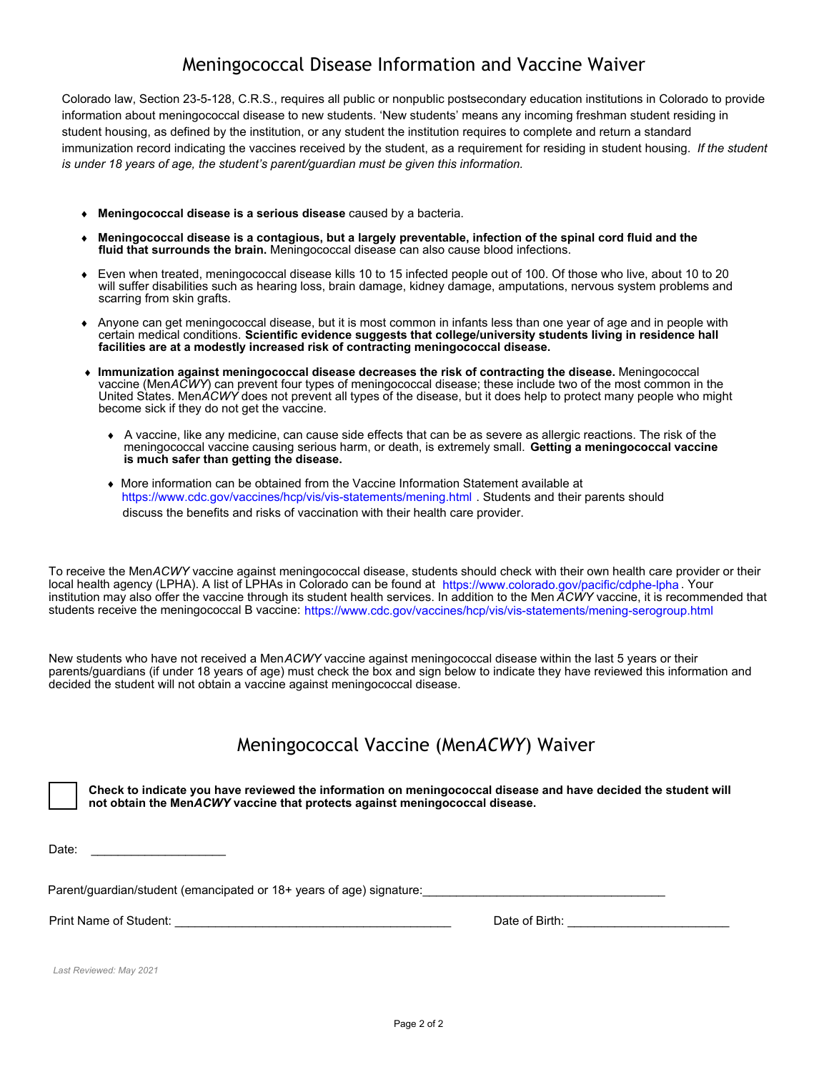// Meningococcal Disease Information and Vaccine Waiver

Colorado law, Section 23-5-128, C.R.S., requires all public or nonpublic postsecondary education institutions in Colorado to provide information about meningococcal disease to new students. 'New students' means any incoming freshman student residing in student housing, as defined by the institution, or any student the institution requires to complete and return a standard immunization record indicating the vaccines received by the student, as a requirement for residing in student housing. *If the student is under 18 years of age, the student's parent/guardian must be given this information.*

- **Meningococcal disease is a serious disease** caused by a bacteria.
- **Meningococcal disease is a contagious, but a largely preventable, infection of the spinal cord fluid and the fluid that surrounds the brain.** Meningococcal disease can also cause blood infections.
- Even when treated, meningococcal disease kills 10 to 15 infected people out of 100. Of those who live, about 10 to 20 will suffer disabilities such as hearing loss, brain damage, kidney damage, amputations, nervous system problems and scarring from skin grafts.
- Anyone can get meningococcal disease, but it is most common in infants less than one year of age and in people with certain medical conditions. **Scientific evidence suggests that college/university students living in residence hall facilities are at a modestly increased risk of contracting meningococcal disease.**
- **Immunization against meningococcal disease decreases the risk of contracting the disease.** Meningococcal vaccine (Men*ACWY*) can prevent four types of meningococcal disease; these include two of the most common in the United States. Men*ACWY* does not prevent all types of the disease, but it does help to protect many people who might become sick if they do not get the vaccine.
  - A vaccine, like any medicine, can cause side effects that can be as severe as allergic reactions. The risk of the meningococcal vaccine causing serious harm, or death, is extremely small. **Getting a meningococcal vaccine is much safer than getting the disease.**
  - More information can be obtained from the Vaccine Information Statement available at https://www.cdc.gov/vaccines/hcp/vis/vis-statements/mening.html . Students and their parents should discuss the benefits and risks of vaccination with their health care provider.

To receive the Men*ACWY* vaccine against meningococcal disease, students should check with their own health care provider or their local health agency (LPHA). A list of LPHAs in Colorado can be found at https://www.colorado.gov/pacific/cdphe-lpha. Your institution may also offer the vaccine through its student health services. In addition to the Men *ACWY* vaccine, it is recommended that students receive the meningococcal B vaccine: https://www.cdc.gov/vaccines/hcp/vis/vis-statements/mening-serogroup.html

New students who have not received a Men*ACWY* vaccine against meningococcal disease within the last 5 years or their parents/guardians (if under 18 years of age) must check the box and sign below to indicate they have reviewed this information and decided the student will not obtain a vaccine against meningococcal disease.

## Meningococcal Vaccine (Men*ACWY*) Waiver

☐ **Check to indicate you have reviewed the information on meningococcal disease and have decided the student will not obtain the Men*ACWY* vaccine that protects against meningococcal disease.**

Date: ____________________

Parent/guardian/student (emancipated or 18+ years of age) signature:____________________________________

Print Name of Student: ________________________________________ Date of Birth: ________________________

*Last Reviewed: May 2021*